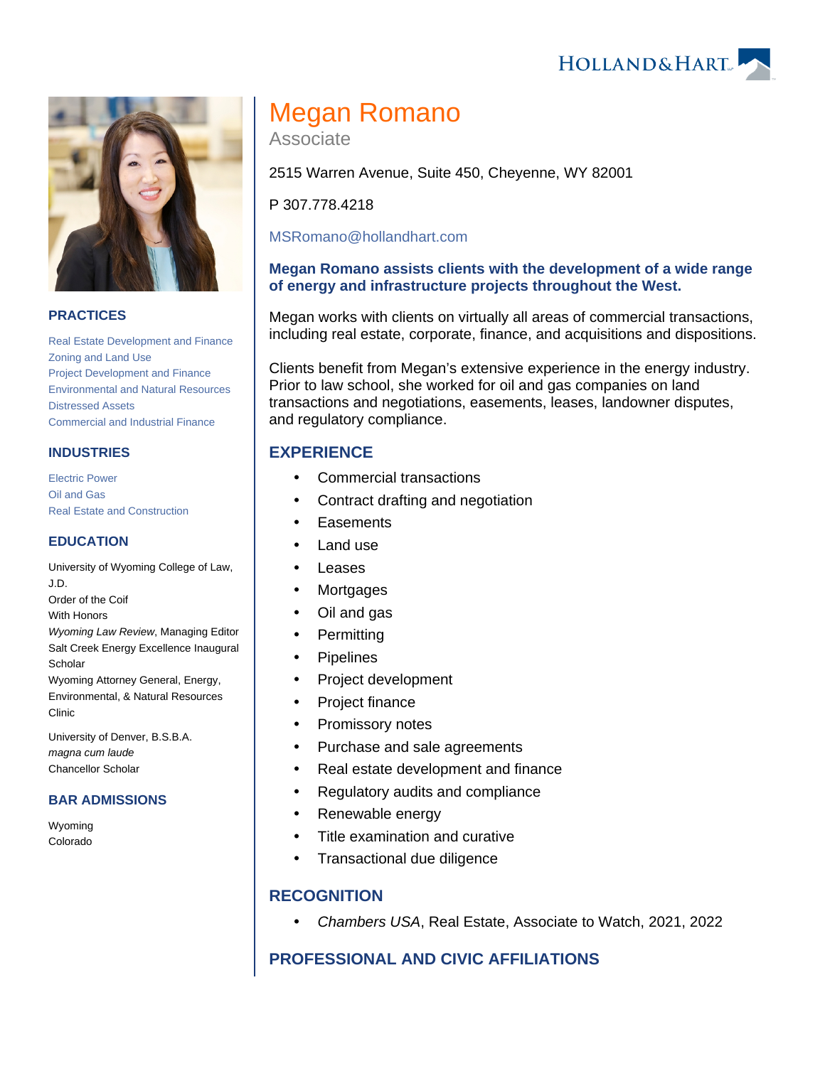# Megan Romano

Associate

2515 Warren Avenue, Suite 450, Cheyenne, WY 82001

P 307.778.4218

MSRomano@hollandhart.com

**Megan Romano assists clients with the development of a wide range of energy and infrastructure projects throughout the West.**

Megan works with clients on virtually all areas of commercial transactions, including real estate, corporate, finance, and acquisitions and dispositions.

Clients benefit from Megan's extensive experience in the energy industry. Prior to law school, she worked for oil and gas companies on land transactions and negotiations, easements, leases, landowner disputes, and regulatory compliance.

## PRACTICES

Real Estate Development and Finance
Zoning and Land Use
Project Development and Finance
Environmental and Natural Resources
Distressed Assets
Commercial and Industrial Finance

## INDUSTRIES

Electric Power
Oil and Gas
Real Estate and Construction

## EDUCATION

University of Wyoming College of Law, J.D.
Order of the Coif
With Honors
*Wyoming Law Review*, Managing Editor
Salt Creek Energy Excellence Inaugural Scholar
Wyoming Attorney General, Energy, Environmental, & Natural Resources Clinic

University of Denver, B.S.B.A.
*magna cum laude*
Chancellor Scholar

## BAR ADMISSIONS

Wyoming
Colorado

## EXPERIENCE

- Commercial transactions
- Contract drafting and negotiation
- Easements
- Land use
- Leases
- Mortgages
- Oil and gas
- Permitting
- Pipelines
- Project development
- Project finance
- Promissory notes
- Purchase and sale agreements
- Real estate development and finance
- Regulatory audits and compliance
- Renewable energy
- Title examination and curative
- Transactional due diligence

## RECOGNITION

- *Chambers USA*, Real Estate, Associate to Watch, 2021, 2022

## PROFESSIONAL AND CIVIC AFFILIATIONS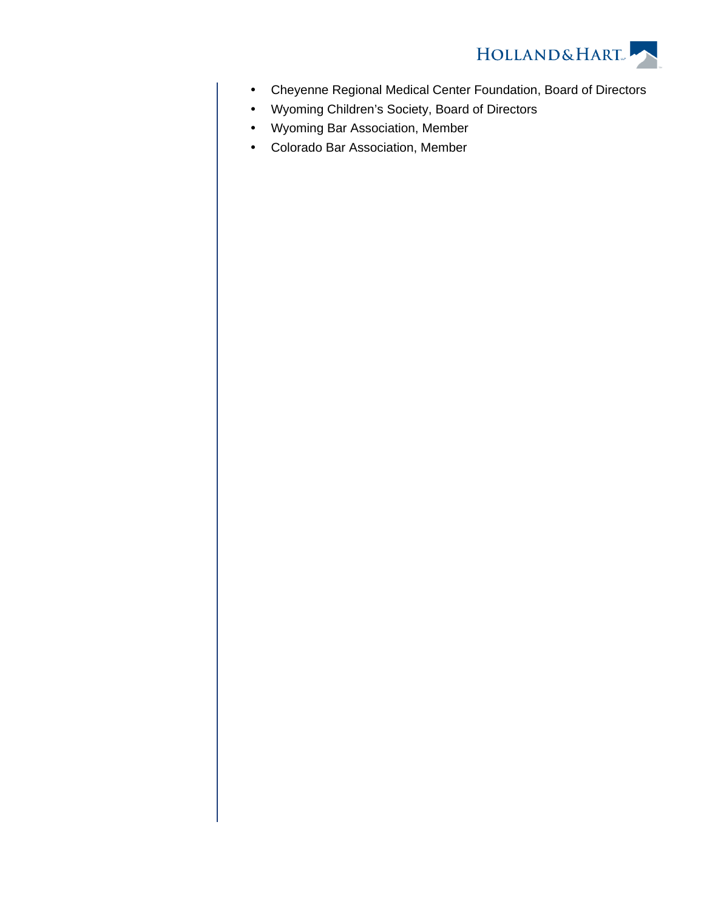- Cheyenne Regional Medical Center Foundation, Board of Directors
- Wyoming Children’s Society, Board of Directors
- Wyoming Bar Association, Member
- Colorado Bar Association, Member